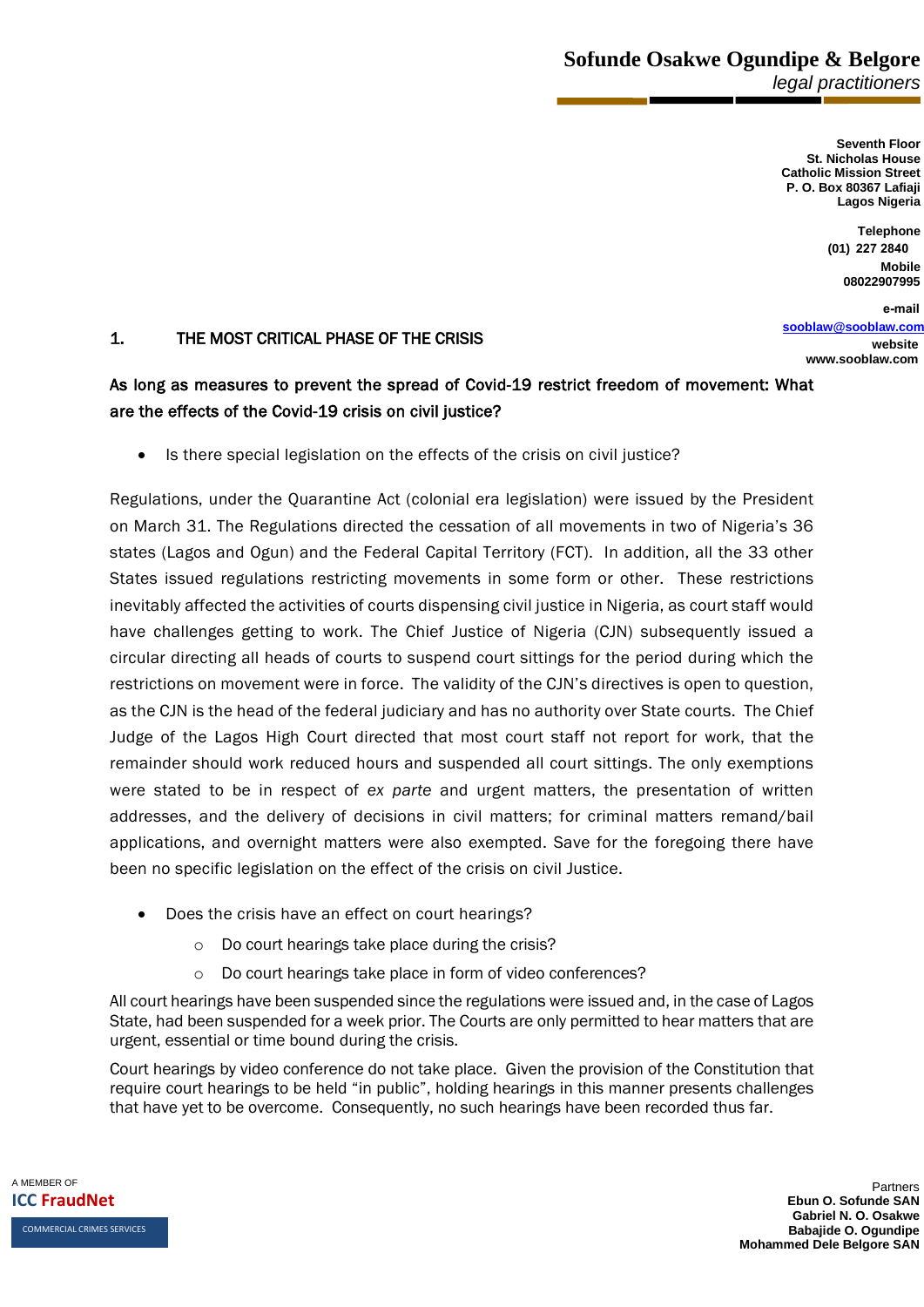**Sofunde Osakwe Ogundipe & Belgore**
*legal practitioners*

Seventh Floor
St. Nicholas House
Catholic Mission Street
P. O. Box 80367 Lafiaji
Lagos Nigeria

Telephone
(01) 227 2840
Mobile
08022907995

e-mail
sooblaw@sooblaw.com
website
www.sooblaw.com

## 1. THE MOST CRITICAL PHASE OF THE CRISIS

**As long as measures to prevent the spread of Covid-19 restrict freedom of movement: What are the effects of the Covid-19 crisis on civil justice?**

- Is there special legislation on the effects of the crisis on civil justice?

Regulations, under the Quarantine Act (colonial era legislation) were issued by the President on March 31. The Regulations directed the cessation of all movements in two of Nigeria's 36 states (Lagos and Ogun) and the Federal Capital Territory (FCT). In addition, all the 33 other States issued regulations restricting movements in some form or other. These restrictions inevitably affected the activities of courts dispensing civil justice in Nigeria, as court staff would have challenges getting to work. The Chief Justice of Nigeria (CJN) subsequently issued a circular directing all heads of courts to suspend court sittings for the period during which the restrictions on movement were in force. The validity of the CJN's directives is open to question, as the CJN is the head of the federal judiciary and has no authority over State courts. The Chief Judge of the Lagos High Court directed that most court staff not report for work, that the remainder should work reduced hours and suspended all court sittings. The only exemptions were stated to be in respect of *ex parte* and urgent matters, the presentation of written addresses, and the delivery of decisions in civil matters; for criminal matters remand/bail applications, and overnight matters were also exempted. Save for the foregoing there have been no specific legislation on the effect of the crisis on civil Justice.

- Does the crisis have an effect on court hearings?
  - Do court hearings take place during the crisis?
  - Do court hearings take place in form of video conferences?

All court hearings have been suspended since the regulations were issued and, in the case of Lagos State, had been suspended for a week prior. The Courts are only permitted to hear matters that are urgent, essential or time bound during the crisis.

Court hearings by video conference do not take place. Given the provision of the Constitution that require court hearings to be held "in public", holding hearings in this manner presents challenges that have yet to be overcome. Consequently, no such hearings have been recorded thus far.

A MEMBER OF
ICC FraudNet
COMMERCIAL CRIMES SERVICES

Partners
Ebun O. Sofunde SAN
Gabriel N. O. Osakwe
Babajide O. Ogundipe
Mohammed Dele Belgore SAN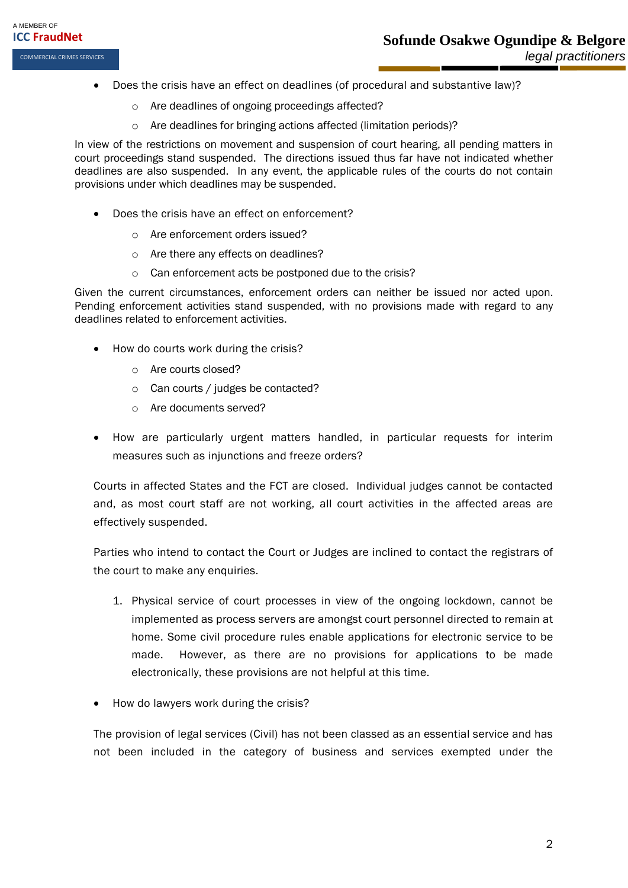- Does the crisis have an effect on deadlines (of procedural and substantive law)?
    - Are deadlines of ongoing proceedings affected?
    - Are deadlines for bringing actions affected (limitation periods)?

In view of the restrictions on movement and suspension of court hearing, all pending matters in court proceedings stand suspended. The directions issued thus far have not indicated whether deadlines are also suspended. In any event, the applicable rules of the courts do not contain provisions under which deadlines may be suspended.

- Does the crisis have an effect on enforcement?
    - Are enforcement orders issued?
    - Are there any effects on deadlines?
    - Can enforcement acts be postponed due to the crisis?

Given the current circumstances, enforcement orders can neither be issued nor acted upon. Pending enforcement activities stand suspended, with no provisions made with regard to any deadlines related to enforcement activities.

- How do courts work during the crisis?
    - Are courts closed?
    - Can courts / judges be contacted?
    - Are documents served?

- How are particularly urgent matters handled, in particular requests for interim measures such as injunctions and freeze orders?

Courts in affected States and the FCT are closed. Individual judges cannot be contacted and, as most court staff are not working, all court activities in the affected areas are effectively suspended.

Parties who intend to contact the Court or Judges are inclined to contact the registrars of the court to make any enquiries.

1. Physical service of court processes in view of the ongoing lockdown, cannot be implemented as process servers are amongst court personnel directed to remain at home. Some civil procedure rules enable applications for electronic service to be made. However, as there are no provisions for applications to be made electronically, these provisions are not helpful at this time.

- How do lawyers work during the crisis?

The provision of legal services (Civil) has not been classed as an essential service and has not been included in the category of business and services exempted under the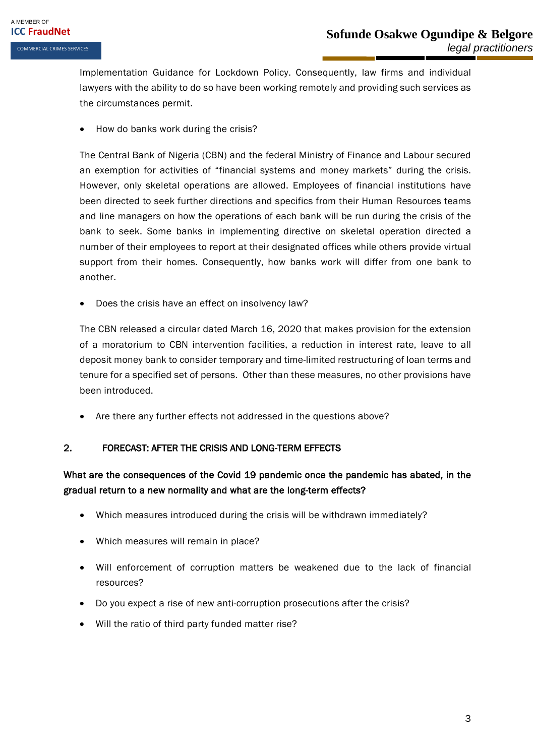Implementation Guidance for Lockdown Policy. Consequently, law firms and individual lawyers with the ability to do so have been working remotely and providing such services as the circumstances permit.

- How do banks work during the crisis?

The Central Bank of Nigeria (CBN) and the federal Ministry of Finance and Labour secured an exemption for activities of "financial systems and money markets" during the crisis. However, only skeletal operations are allowed. Employees of financial institutions have been directed to seek further directions and specifics from their Human Resources teams and line managers on how the operations of each bank will be run during the crisis of the bank to seek. Some banks in implementing directive on skeletal operation directed a number of their employees to report at their designated offices while others provide virtual support from their homes. Consequently, how banks work will differ from one bank to another.

- Does the crisis have an effect on insolvency law?

The CBN released a circular dated March 16, 2020 that makes provision for the extension of a moratorium to CBN intervention facilities, a reduction in interest rate, leave to all deposit money bank to consider temporary and time-limited restructuring of loan terms and tenure for a specified set of persons. Other than these measures, no other provisions have been introduced.

- Are there any further effects not addressed in the questions above?

## 2. FORECAST: AFTER THE CRISIS AND LONG-TERM EFFECTS

**What are the consequences of the Covid 19 pandemic once the pandemic has abated, in the gradual return to a new normality and what are the long-term effects?**

- Which measures introduced during the crisis will be withdrawn immediately?
- Which measures will remain in place?
- Will enforcement of corruption matters be weakened due to the lack of financial resources?
- Do you expect a rise of new anti-corruption prosecutions after the crisis?
- Will the ratio of third party funded matter rise?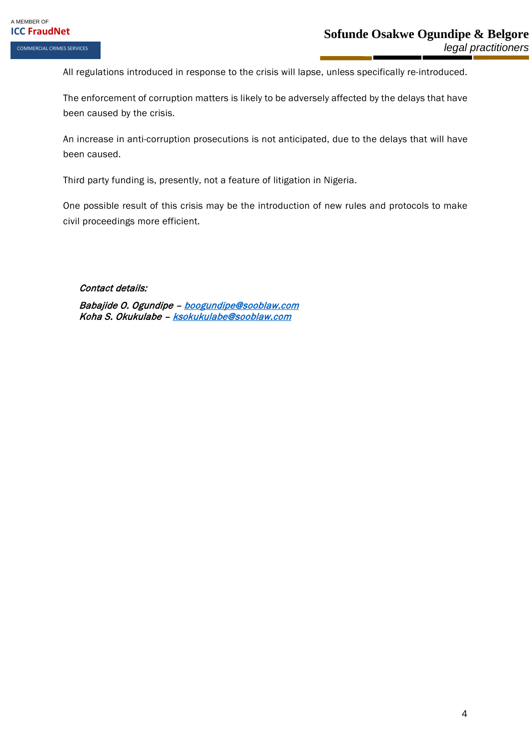All regulations introduced in response to the crisis will lapse, unless specifically re-introduced.

The enforcement of corruption matters is likely to be adversely affected by the delays that have been caused by the crisis.

An increase in anti-corruption prosecutions is not anticipated, due to the delays that will have been caused.

Third party funding is, presently, not a feature of litigation in Nigeria.

One possible result of this crisis may be the introduction of new rules and protocols to make civil proceedings more efficient.

*Contact details:*

*Babajide O. Ogundipe – [boogundipe@sooblaw.com](mailto:boogundipe@sooblaw.com)*
*Koha S. Okukulabe – [ksokukulabe@sooblaw.com](mailto:ksokukulabe@sooblaw.com)*